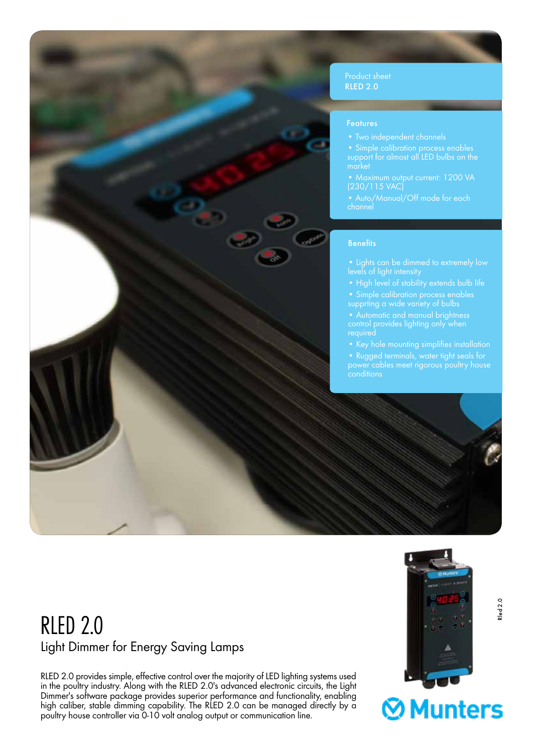Product sheet
RLED 2.0

## Features

- Two independent channels
- Simple calibration process enables support for almost all LED bulbs on the market
- Maximum output current: 1200 VA (230/115 VAC)
- Auto/Manual/Off mode for each channel

## Benefits

- Lights can be dimmed to extremely low levels of light intensity
- High level of stability extends bulb life
- Simple calibration process enables supprting a wide variety of bulbs
- Automatic and manual brightness control provides lighting only when required
- Key hole mounting simplifies installation
- Rugged terminals, water tight seals for power cables meet rigorous poultry house conditions

# RLED 2.0

## Light Dimmer for Energy Saving Lamps

RLED 2.0 provides simple, effective control over the majority of LED lighting systems used in the poultry industry. Along with the RLED 2.0's advanced electronic circuits, the Light Dimmer's software package provides superior performance and functionality, enabling high caliber, stable dimming capability. The RLED 2.0 can be managed directly by a poultry house controller via 0-10 volt analog output or communication line.

Munters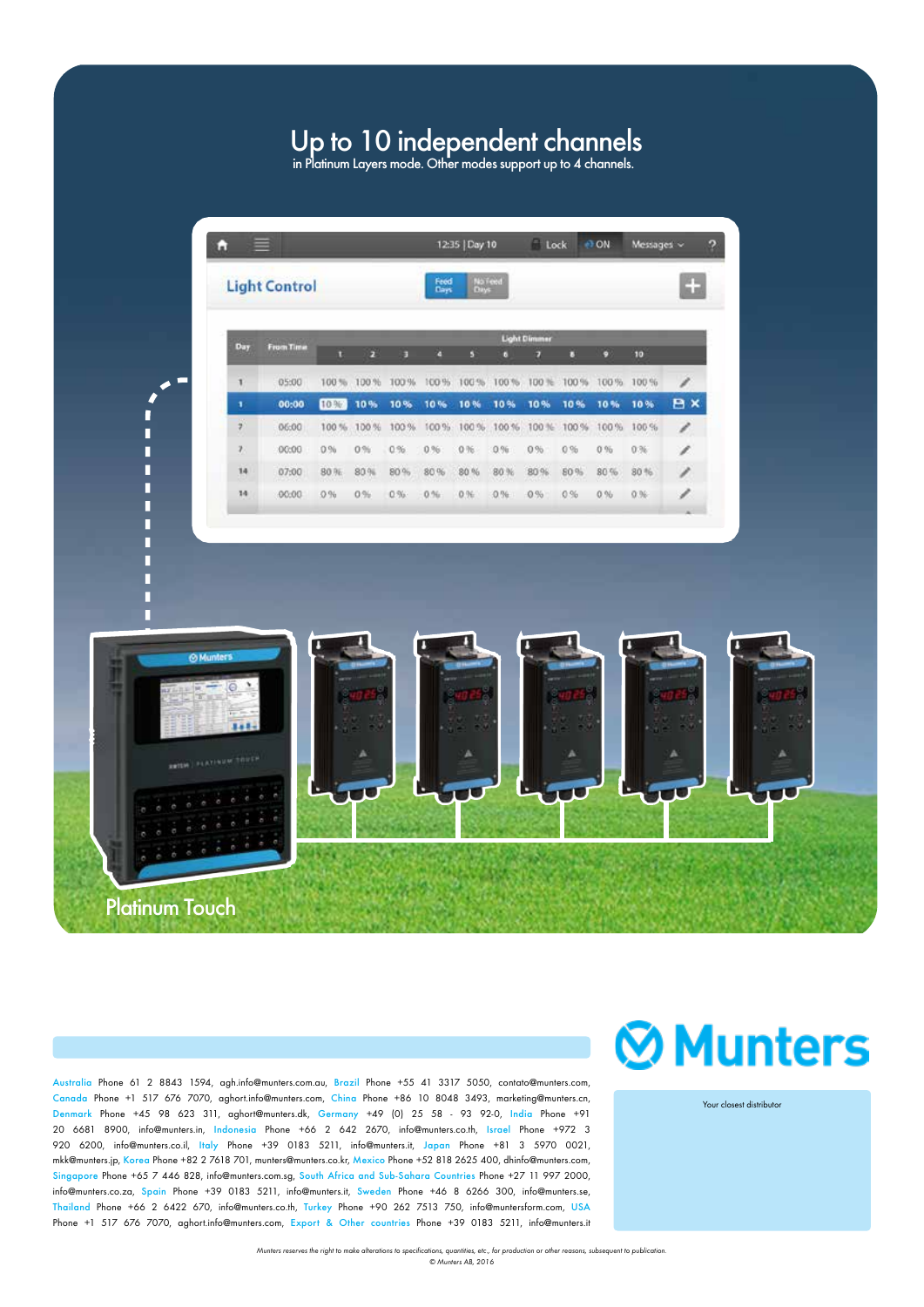# Up to 10 independent channels

in Platinum Layers mode. Other modes support up to 4 channels.

12:35 | Day 10 Lock ON Messages ?

**Light Control**

Feed Days | No Feed Days

| Day | From Time | Light Dimmer | | | | | | | | | |
|---|---|---|---|---|---|---|---|---|---|---|---|
| | | 1 | 2 | 3 | 4 | 5 | 6 | 7 | 8 | 9 | 10 |
| 1 | 05:00 | 100 % | 100 % | 100 % | 100 % | 100 % | 100 % | 100 % | 100 % | 100 % | 100 % |
| 1 | 00:00 | 10 % | 10 % | 10 % | 10 % | 10 % | 10 % | 10 % | 10 % | 10 % | 10 % |
| 7 | 06:00 | 100 % | 100 % | 100 % | 100 % | 100 % | 100 % | 100 % | 100 % | 100 % | 100 % |
| 7 | 00:00 | 0 % | 0 % | 0 % | 0 % | 0 % | 0 % | 0 % | 0 % | 0 % | 0 % |
| 14 | 07:00 | 80 % | 80 % | 80 % | 80 % | 80 % | 80 % | 80 % | 80 % | 80 % | 80 % |
| 14 | 00:00 | 0 % | 0 % | 0 % | 0 % | 0 % | 0 % | 0 % | 0 % | 0 % | 0 % |

Platinum Touch

Munters

Australia Phone 61 2 8843 1594, agh.info@munters.com.au, Brazil Phone +55 41 3317 5050, contato@munters.com, Canada Phone +1 517 676 7070, aghort.info@munters.com, China Phone +86 10 8048 3493, marketing@munters.cn, Denmark Phone +45 98 623 311, aghort@munters.dk, Germany +49 (0) 25 58 - 93 92-0, India Phone +91 20 6681 8900, info@munters.in, Indonesia Phone +66 2 642 2670, info@munters.co.th, Israel Phone +972 3 920 6200, info@munters.co.il, Italy Phone +39 0183 5211, info@munters.it, Japan Phone +81 3 5970 0021, mkk@munters.jp, Korea Phone +82 2 7618 701, munters@munters.co.kr, Mexico Phone +52 818 2625 400, dhinfo@munters.com, Singapore Phone +65 7 446 828, info@munters.com.sg, South Africa and Sub-Sahara Countries Phone +27 11 997 2000, info@munters.co.za, Spain Phone +39 0183 5211, info@munters.it, Sweden Phone +46 8 6266 300, info@munters.se, Thailand Phone +66 2 6422 670, info@munters.co.th, Turkey Phone +90 262 7513 750, info@muntersform.com, USA Phone +1 517 676 7070, aghort.info@munters.com, Export & Other countries Phone +39 0183 5211, info@munters.it

Your closest distributor

*Munters reserves the right to make alterations to specifications, quantities, etc., for production or other reasons, subsequent to publication.*

© Munters AB, 2016